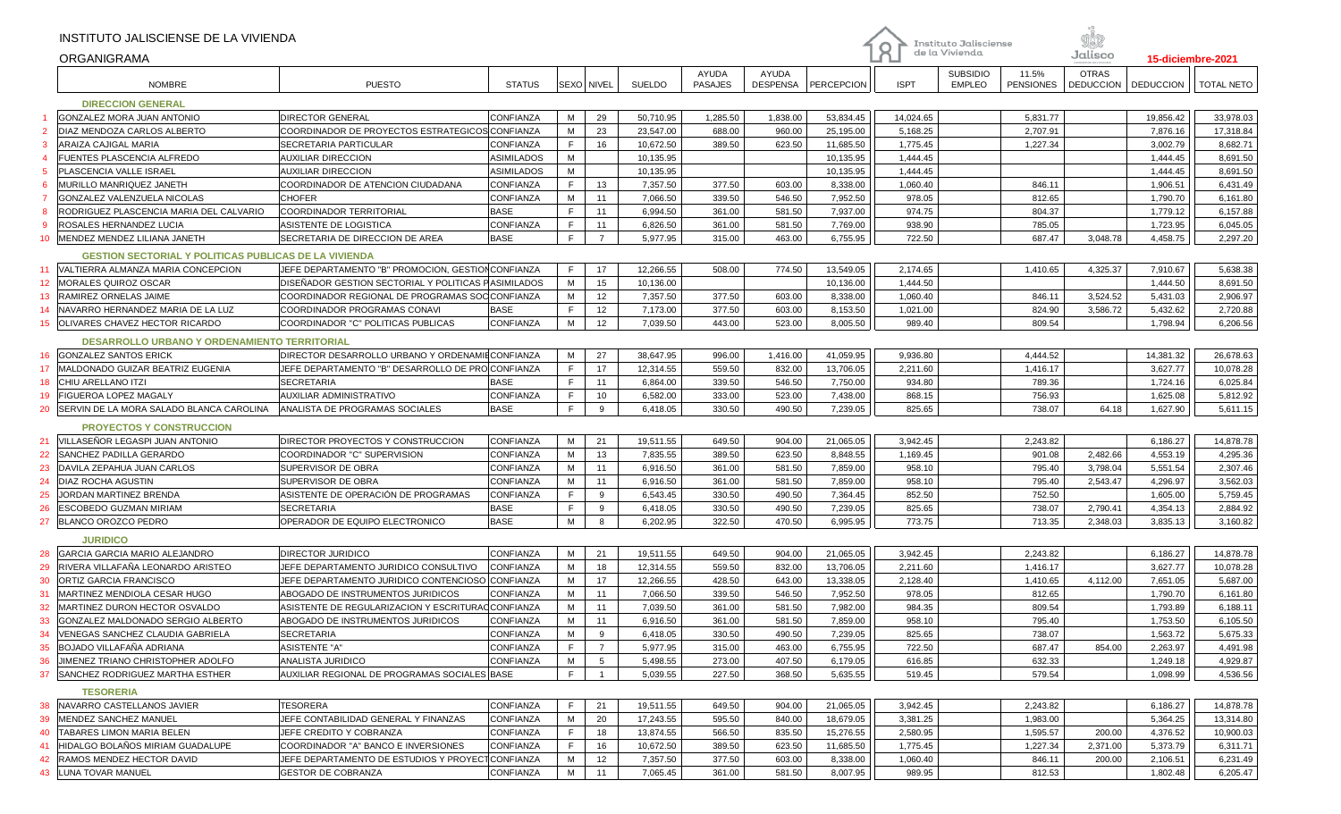# INSTITUTO JALISCIENSE DE LA VIVIENDA

ORGANIGRAMA

15-diciembre-2021

| | NOMBRE | PUESTO | STATUS | SEXO | NIVEL | SUELDO | AYUDA PASAJES | AYUDA DESPENSA | PERCEPCION | ISPT | SUBSIDIO EMPLEO | 11.5% PENSIONES | OTRAS DEDUCCION | DEDUCCION | TOTAL NETO |
|---|---|---|---|---|---|---|---|---|---|---|---|---|---|---|---|
| | **DIRECCION GENERAL** | | | | | | | | | | | | | | |
| 1 | GONZALEZ MORA JUAN ANTONIO | DIRECTOR GENERAL | CONFIANZA | M | 29 | 50,710.95 | 1,285.50 | 1,838.00 | 53,834.45 | 14,024.65 | | 5,831.77 | | 19,856.42 | 33,978.03 |
| 2 | DIAZ MENDOZA CARLOS ALBERTO | COORDINADOR DE PROYECTOS ESTRATEGICOS | CONFIANZA | M | 23 | 23,547.00 | 688.00 | 960.00 | 25,195.00 | 5,168.25 | | 2,707.91 | | 7,876.16 | 17,318.84 |
| 3 | ARAIZA CAJIGAL MARIA | SECRETARIA PARTICULAR | CONFIANZA | F | 16 | 10,672.50 | 389.50 | 623.50 | 11,685.50 | 1,775.45 | | 1,227.34 | | 3,002.79 | 8,682.71 |
| 4 | FUENTES PLASCENCIA ALFREDO | AUXILIAR DIRECCION | ASIMILADOS | M | | 10,135.95 | | | 10,135.95 | 1,444.45 | | | | 1,444.45 | 8,691.50 |
| 5 | PLASCENCIA VALLE ISRAEL | AUXILIAR DIRECCION | ASIMILADOS | M | | 10,135.95 | | | 10,135.95 | 1,444.45 | | | | 1,444.45 | 8,691.50 |
| 6 | MURILLO MANRIQUEZ JANETH | COORDINADOR DE ATENCION CIUDADANA | CONFIANZA | F | 13 | 7,357.50 | 377.50 | 603.00 | 8,338.00 | 1,060.40 | | 846.11 | | 1,906.51 | 6,431.49 |
| 7 | GONZALEZ VALENZUELA NICOLAS | CHOFER | CONFIANZA | M | 11 | 7,066.50 | 339.50 | 546.50 | 7,952.50 | 978.05 | | 812.65 | | 1,790.70 | 6,161.80 |
| 8 | RODRIGUEZ PLASCENCIA MARIA DEL CALVARIO | COORDINADOR TERRITORIAL | BASE | F | 11 | 6,994.50 | 361.00 | 581.50 | 7,937.00 | 974.75 | | 804.37 | | 1,779.12 | 6,157.88 |
| 9 | ROSALES HERNANDEZ LUCIA | ASISTENTE DE LOGISTICA | CONFIANZA | F | 11 | 6,826.50 | 361.00 | 581.50 | 7,769.00 | 938.90 | | 785.05 | | 1,723.95 | 6,045.05 |
| 10 | MENDEZ MENDEZ LILIANA JANETH | SECRETARIA DE DIRECCION DE AREA | BASE | F | 7 | 5,977.95 | 315.00 | 463.00 | 6,755.95 | 722.50 | | 687.47 | 3,048.78 | 4,458.75 | 2,297.20 |
| | **GESTION SECTORIAL Y POLITICAS PUBLICAS DE LA VIVIENDA** | | | | | | | | | | | | | | |
| 11 | VALTIERRA ALMANZA MARIA CONCEPCION | JEFE DEPARTAMENTO "B" PROMOCION, GESTION | CONFIANZA | F | 17 | 12,266.55 | 508.00 | 774.50 | 13,549.05 | 2,174.65 | | 1,410.65 | 4,325.37 | 7,910.67 | 5,638.38 |
| 12 | MORALES QUIROZ OSCAR | DISEÑADOR GESTION SECTORIAL Y POLITICAS P | ASIMILADOS | M | 15 | 10,136.00 | | | 10,136.00 | 1,444.50 | | | | 1,444.50 | 8,691.50 |
| 13 | RAMIREZ ORNELAS JAIME | COORDINADOR REGIONAL DE PROGRAMAS SOC | CONFIANZA | M | 12 | 7,357.50 | 377.50 | 603.00 | 8,338.00 | 1,060.40 | | 846.11 | 3,524.52 | 5,431.03 | 2,906.97 |
| 14 | NAVARRO HERNANDEZ MARIA DE LA LUZ | COORDINADOR PROGRAMAS CONAVI | BASE | F | 12 | 7,173.00 | 377.50 | 603.00 | 8,153.50 | 1,021.00 | | 824.90 | 3,586.72 | 5,432.62 | 2,720.88 |
| 15 | OLIVARES CHAVEZ HECTOR RICARDO | COORDINADOR "C" POLITICAS PUBLICAS | CONFIANZA | M | 12 | 7,039.50 | 443.00 | 523.00 | 8,005.50 | 989.40 | | 809.54 | | 1,798.94 | 6,206.56 |
| | **DESARROLLO URBANO Y ORDENAMIENTO TERRITORIAL** | | | | | | | | | | | | | | |
| 16 | GONZALEZ SANTOS ERICK | DIRECTOR DESARROLLO URBANO Y ORDENAMIE | CONFIANZA | M | 27 | 38,647.95 | 996.00 | 1,416.00 | 41,059.95 | 9,936.80 | | 4,444.52 | | 14,381.32 | 26,678.63 |
| 17 | MALDONADO GUIZAR BEATRIZ EUGENIA | JEFE DEPARTAMENTO "B" DESARROLLO DE PRO | CONFIANZA | F | 17 | 12,314.55 | 559.50 | 832.00 | 13,706.05 | 2,211.60 | | 1,416.17 | | 3,627.77 | 10,078.28 |
| 18 | CHIU ARELLANO ITZI | SECRETARIA | BASE | F | 11 | 6,864.00 | 339.50 | 546.50 | 7,750.00 | 934.80 | | 789.36 | | 1,724.16 | 6,025.84 |
| 19 | FIGUEROA LOPEZ MAGALY | AUXILIAR ADMINISTRATIVO | CONFIANZA | F | 10 | 6,582.00 | 333.00 | 523.00 | 7,438.00 | 868.15 | | 756.93 | | 1,625.08 | 5,812.92 |
| 20 | SERVIN DE LA MORA SALADO BLANCA CAROLINA | ANALISTA DE PROGRAMAS SOCIALES | BASE | F | 9 | 6,418.05 | 330.50 | 490.50 | 7,239.05 | 825.65 | | 738.07 | 64.18 | 1,627.90 | 5,611.15 |
| | **PROYECTOS Y CONSTRUCCION** | | | | | | | | | | | | | | |
| 21 | VILLASEÑOR LEGASPI JUAN ANTONIO | DIRECTOR PROYECTOS Y CONSTRUCCION | CONFIANZA | M | 21 | 19,511.55 | 649.50 | 904.00 | 21,065.05 | 3,942.45 | | 2,243.82 | | 6,186.27 | 14,878.78 |
| 22 | SANCHEZ PADILLA GERARDO | COORDINADOR "C" SUPERVISION | CONFIANZA | M | 13 | 7,835.55 | 389.50 | 623.50 | 8,848.55 | 1,169.45 | | 901.08 | 2,482.66 | 4,553.19 | 4,295.36 |
| 23 | DAVILA ZEPAHUA JUAN CARLOS | SUPERVISOR DE OBRA | CONFIANZA | M | 11 | 6,916.50 | 361.00 | 581.50 | 7,859.00 | 958.10 | | 795.40 | 3,798.04 | 5,551.54 | 2,307.46 |
| 24 | DIAZ ROCHA AGUSTIN | SUPERVISOR DE OBRA | CONFIANZA | M | 11 | 6,916.50 | 361.00 | 581.50 | 7,859.00 | 958.10 | | 795.40 | 2,543.47 | 4,296.97 | 3,562.03 |
| 25 | JORDAN MARTINEZ BRENDA | ASISTENTE DE OPERACIÓN DE PROGRAMAS | CONFIANZA | F | 9 | 6,543.45 | 330.50 | 490.50 | 7,364.45 | 852.50 | | 752.50 | | 1,605.00 | 5,759.45 |
| 26 | ESCOBEDO GUZMAN MIRIAM | SECRETARIA | BASE | F | 9 | 6,418.05 | 330.50 | 490.50 | 7,239.05 | 825.65 | | 738.07 | 2,790.41 | 4,354.13 | 2,884.92 |
| 27 | BLANCO OROZCO PEDRO | OPERADOR DE EQUIPO ELECTRONICO | BASE | M | 8 | 6,202.95 | 322.50 | 470.50 | 6,995.95 | 773.75 | | 713.35 | 2,348.03 | 3,835.13 | 3,160.82 |
| | **JURIDICO** | | | | | | | | | | | | | | |
| 28 | GARCIA GARCIA MARIO ALEJANDRO | DIRECTOR JURIDICO | CONFIANZA | M | 21 | 19,511.55 | 649.50 | 904.00 | 21,065.05 | 3,942.45 | | 2,243.82 | | 6,186.27 | 14,878.78 |
| 29 | RIVERA VILLAFAÑA LEONARDO ARISTEO | JEFE DEPARTAMENTO JURIDICO CONSULTIVO | CONFIANZA | M | 18 | 12,314.55 | 559.50 | 832.00 | 13,706.05 | 2,211.60 | | 1,416.17 | | 3,627.77 | 10,078.28 |
| 30 | ORTIZ GARCIA FRANCISCO | JEFE DEPARTAMENTO JURIDICO CONTENCIOSO | CONFIANZA | M | 17 | 12,266.55 | 428.50 | 643.00 | 13,338.05 | 2,128.40 | | 1,410.65 | 4,112.00 | 7,651.05 | 5,687.00 |
| 31 | MARTINEZ MENDIOLA CESAR HUGO | ABOGADO DE INSTRUMENTOS JURIDICOS | CONFIANZA | M | 11 | 7,066.50 | 339.50 | 546.50 | 7,952.50 | 978.05 | | 812.65 | | 1,790.70 | 6,161.80 |
| 32 | MARTINEZ DURON HECTOR OSVALDO | ASISTENTE DE REGULARIZACION Y ESCRITURAC | CONFIANZA | M | 11 | 7,039.50 | 361.00 | 581.50 | 7,982.00 | 984.35 | | 809.54 | | 1,793.89 | 6,188.11 |
| 33 | GONZALEZ MALDONADO SERGIO ALBERTO | ABOGADO DE INSTRUMENTOS JURIDICOS | CONFIANZA | M | 11 | 6,916.50 | 361.00 | 581.50 | 7,859.00 | 958.10 | | 795.40 | | 1,753.50 | 6,105.50 |
| 34 | VENEGAS SANCHEZ CLAUDIA GABRIELA | SECRETARIA | CONFIANZA | M | 9 | 6,418.05 | 330.50 | 490.50 | 7,239.05 | 825.65 | | 738.07 | | 1,563.72 | 5,675.33 |
| 35 | BOJADO VILLAFAÑA ADRIANA | ASISTENTE "A" | CONFIANZA | F | 7 | 5,977.95 | 315.00 | 463.00 | 6,755.95 | 722.50 | | 687.47 | 854.00 | 2,263.97 | 4,491.98 |
| 36 | JIMENEZ TRIANO CHRISTOPHER ADOLFO | ANALISTA JURIDICO | CONFIANZA | M | 5 | 5,498.55 | 273.00 | 407.50 | 6,179.05 | 616.85 | | 632.33 | | 1,249.18 | 4,929.87 |
| 37 | SANCHEZ RODRIGUEZ MARTHA ESTHER | AUXILIAR REGIONAL DE PROGRAMAS SOCIALES | BASE | F | 1 | 5,039.55 | 227.50 | 368.50 | 5,635.55 | 519.45 | | 579.54 | | 1,098.99 | 4,536.56 |
| | **TESORERIA** | | | | | | | | | | | | | | |
| 38 | NAVARRO CASTELLANOS JAVIER | TESORERA | CONFIANZA | F | 21 | 19,511.55 | 649.50 | 904.00 | 21,065.05 | 3,942.45 | | 2,243.82 | | 6,186.27 | 14,878.78 |
| 39 | MENDEZ SANCHEZ MANUEL | JEFE CONTABILIDAD GENERAL Y FINANZAS | CONFIANZA | M | 20 | 17,243.55 | 595.50 | 840.00 | 18,679.05 | 3,381.25 | | 1,983.00 | | 5,364.25 | 13,314.80 |
| 40 | TABARES LIMON MARIA BELEN | JEFE CREDITO Y COBRANZA | CONFIANZA | F | 18 | 13,874.55 | 566.50 | 835.50 | 15,276.55 | 2,580.95 | | 1,595.57 | 200.00 | 4,376.52 | 10,900.03 |
| 41 | HIDALGO BOLAÑOS MIRIAM GUADALUPE | COORDINADOR "A" BANCO E INVERSIONES | CONFIANZA | F | 16 | 10,672.50 | 389.50 | 623.50 | 11,685.50 | 1,775.45 | | 1,227.34 | 2,371.00 | 5,373.79 | 6,311.71 |
| 42 | RAMOS MENDEZ HECTOR DAVID | JEFE DEPARTAMENTO DE ESTUDIOS Y PROYECT | CONFIANZA | M | 12 | 7,357.50 | 377.50 | 603.00 | 8,338.00 | 1,060.40 | | 846.11 | 200.00 | 2,106.51 | 6,231.49 |
| 43 | LUNA TOVAR MANUEL | GESTOR DE COBRANZA | CONFIANZA | M | 11 | 7,065.45 | 361.00 | 581.50 | 8,007.95 | 989.95 | | 812.53 | | 1,802.48 | 6,205.47 |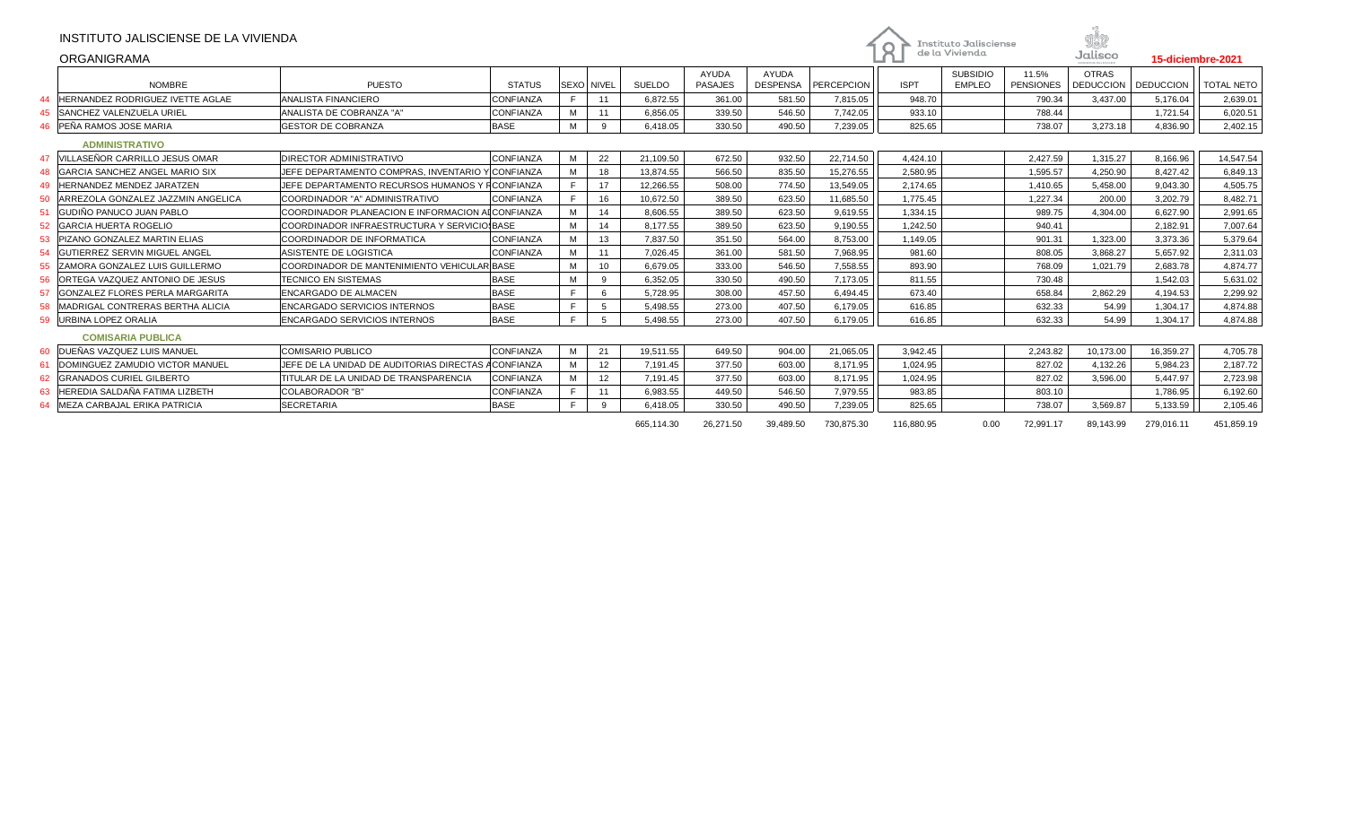INSTITUTO JALISCIENSE DE LA VIVIENDA

ORGANIGRAMA

Instituto Jalisciense de la Vivienda

Jalisco

15-diciembre-2021

| | NOMBRE | PUESTO | STATUS | SEXO | NIVEL | SUELDO | AYUDA PASAJES | AYUDA DESPENSA | PERCEPCION | ISPT | SUBSIDIO EMPLEO | 11.5% PENSIONES | OTRAS DEDUCCION | DEDUCCION | TOTAL NETO |
|---|---|---|---|---|---|---|---|---|---|---|---|---|---|---|---|
| 44 | HERNANDEZ RODRIGUEZ IVETTE AGLAE | ANALISTA FINANCIERO | CONFIANZA | F | 11 | 6,872.55 | 361.00 | 581.50 | 7,815.05 | 948.70 | | 790.34 | 3,437.00 | 5,176.04 | 2,639.01 |
| 45 | SANCHEZ VALENZUELA URIEL | ANALISTA DE COBRANZA "A" | CONFIANZA | M | 11 | 6,856.05 | 339.50 | 546.50 | 7,742.05 | 933.10 | | 788.44 | | 1,721.54 | 6,020.51 |
| 46 | PEÑA RAMOS JOSE MARIA | GESTOR DE COBRANZA | BASE | M | 9 | 6,418.05 | 330.50 | 490.50 | 7,239.05 | 825.65 | | 738.07 | 3,273.18 | 4,836.90 | 2,402.15 |
| | **ADMINISTRATIVO** | | | | | | | | | | | | | | |
| 47 | VILLASEÑOR CARRILLO JESUS OMAR | DIRECTOR ADMINISTRATIVO | CONFIANZA | M | 22 | 21,109.50 | 672.50 | 932.50 | 22,714.50 | 4,424.10 | | 2,427.59 | 1,315.27 | 8,166.96 | 14,547.54 |
| 48 | GARCIA SANCHEZ ANGEL MARIO SIX | JEFE DEPARTAMENTO COMPRAS, INVENTARIO Y | CONFIANZA | M | 18 | 13,874.55 | 566.50 | 835.50 | 15,276.55 | 2,580.95 | | 1,595.57 | 4,250.90 | 8,427.42 | 6,849.13 |
| 49 | HERNANDEZ MENDEZ JARATZEN | JEFE DEPARTAMENTO RECURSOS HUMANOS Y R | CONFIANZA | F | 17 | 12,266.55 | 508.00 | 774.50 | 13,549.05 | 2,174.65 | | 1,410.65 | 5,458.00 | 9,043.30 | 4,505.75 |
| 50 | ARREZOLA GONZALEZ JAZZMIN ANGELICA | COORDINADOR "A" ADMINISTRATIVO | CONFIANZA | F | 16 | 10,672.50 | 389.50 | 623.50 | 11,685.50 | 1,775.45 | | 1,227.34 | 200.00 | 3,202.79 | 8,482.71 |
| 51 | GUDIÑO PANUCO JUAN PABLO | COORDINADOR PLANEACION E INFORMACION A | CONFIANZA | M | 14 | 8,606.55 | 389.50 | 623.50 | 9,619.55 | 1,334.15 | | 989.75 | 4,304.00 | 6,627.90 | 2,991.65 |
| 52 | GARCIA HUERTA ROGELIO | COORDINADOR INFRAESTRUCTURA Y SERVICIO | BASE | M | 14 | 8,177.55 | 389.50 | 623.50 | 9,190.55 | 1,242.50 | | 940.41 | | 2,182.91 | 7,007.64 |
| 53 | PIZANO GONZALEZ MARTIN ELIAS | COORDINADOR DE INFORMATICA | CONFIANZA | M | 13 | 7,837.50 | 351.50 | 564.00 | 8,753.00 | 1,149.05 | | 901.31 | 1,323.00 | 3,373.36 | 5,379.64 |
| 54 | GUTIERREZ SERVIN MIGUEL ANGEL | ASISTENTE DE LOGISTICA | CONFIANZA | M | 11 | 7,026.45 | 361.00 | 581.50 | 7,968.95 | 981.60 | | 808.05 | 3,868.27 | 5,657.92 | 2,311.03 |
| 55 | ZAMORA GONZALEZ LUIS GUILLERMO | COORDINADOR DE MANTENIMIENTO VEHICULAR | BASE | M | 10 | 6,679.05 | 333.00 | 546.50 | 7,558.55 | 893.90 | | 768.09 | 1,021.79 | 2,683.78 | 4,874.77 |
| 56 | ORTEGA VAZQUEZ ANTONIO DE JESUS | TECNICO EN SISTEMAS | BASE | M | 9 | 6,352.05 | 330.50 | 490.50 | 7,173.05 | 811.55 | | 730.48 | | 1,542.03 | 5,631.02 |
| 57 | GONZALEZ FLORES PERLA MARGARITA | ENCARGADO DE ALMACEN | BASE | F | 6 | 5,728.95 | 308.00 | 457.50 | 6,494.45 | 673.40 | | 658.84 | 2,862.29 | 4,194.53 | 2,299.92 |
| 58 | MADRIGAL CONTRERAS BERTHA ALICIA | ENCARGADO SERVICIOS INTERNOS | BASE | F | 5 | 5,498.55 | 273.00 | 407.50 | 6,179.05 | 616.85 | | 632.33 | 54.99 | 1,304.17 | 4,874.88 |
| 59 | URBINA LOPEZ ORALIA | ENCARGADO SERVICIOS INTERNOS | BASE | F | 5 | 5,498.55 | 273.00 | 407.50 | 6,179.05 | 616.85 | | 632.33 | 54.99 | 1,304.17 | 4,874.88 |
| | **COMISARIA PUBLICA** | | | | | | | | | | | | | | |
| 60 | DUEÑAS VAZQUEZ LUIS MANUEL | COMISARIO PUBLICO | CONFIANZA | M | 21 | 19,511.55 | 649.50 | 904.00 | 21,065.05 | 3,942.45 | | 2,243.82 | 10,173.00 | 16,359.27 | 4,705.78 |
| 61 | DOMINGUEZ ZAMUDIO VICTOR MANUEL | JEFE DE LA UNIDAD DE AUDITORIAS DIRECTAS A | CONFIANZA | M | 12 | 7,191.45 | 377.50 | 603.00 | 8,171.95 | 1,024.95 | | 827.02 | 4,132.26 | 5,984.23 | 2,187.72 |
| 62 | GRANADOS CURIEL GILBERTO | TITULAR DE LA UNIDAD DE TRANSPARENCIA | CONFIANZA | M | 12 | 7,191.45 | 377.50 | 603.00 | 8,171.95 | 1,024.95 | | 827.02 | 3,596.00 | 5,447.97 | 2,723.98 |
| 63 | HEREDIA SALDAÑA FATIMA LIZBETH | COLABORADOR "B" | CONFIANZA | F | 11 | 6,983.55 | 449.50 | 546.50 | 7,979.55 | 983.85 | | 803.10 | | 1,786.95 | 6,192.60 |
| 64 | MEZA CARBAJAL ERIKA PATRICIA | SECRETARIA | BASE | F | 9 | 6,418.05 | 330.50 | 490.50 | 7,239.05 | 825.65 | | 738.07 | 3,569.87 | 5,133.59 | 2,105.46 |
| | | | | | | 665,114.30 | 26,271.50 | 39,489.50 | 730,875.30 | 116,880.95 | 0.00 | 72,991.17 | 89,143.99 | 279,016.11 | 451,859.19 |